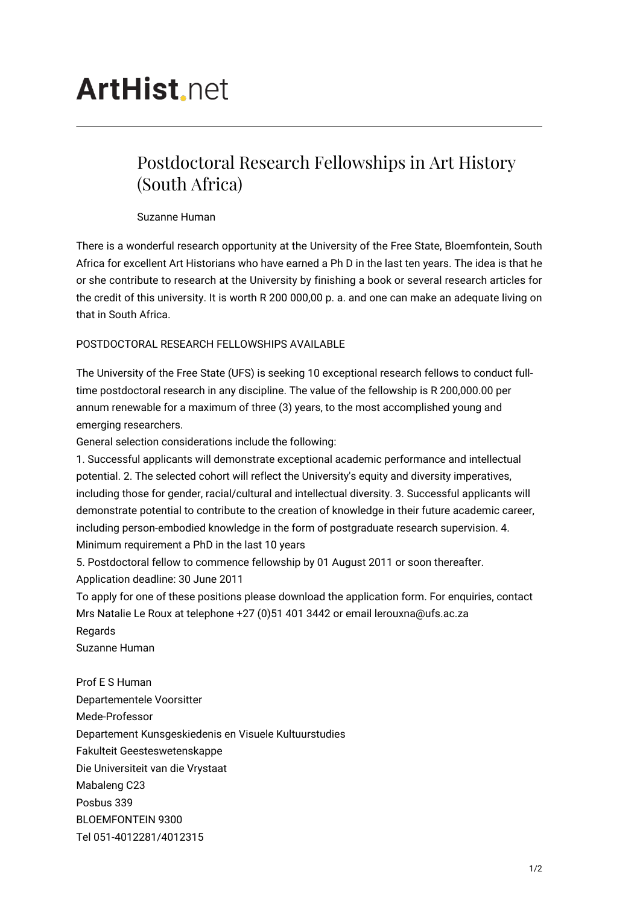ArtHist.net

# Postdoctoral Research Fellowships in Art History (South Africa)

Suzanne Human

There is a wonderful research opportunity at the University of the Free State, Bloemfontein, South Africa for excellent Art Historians who have earned a Ph D in the last ten years. The idea is that he or she contribute to research at the University by finishing a book or several research articles for the credit of this university. It is worth R 200 000,00 p. a. and one can make an adequate living on that in South Africa.

POSTDOCTORAL RESEARCH FELLOWSHIPS AVAILABLE

The University of the Free State (UFS) is seeking 10 exceptional research fellows to conduct full-time postdoctoral research in any discipline. The value of the fellowship is R 200,000.00 per annum renewable for a maximum of three (3) years, to the most accomplished young and emerging researchers.
General selection considerations include the following:
1. Successful applicants will demonstrate exceptional academic performance and intellectual potential. 2. The selected cohort will reflect the University's equity and diversity imperatives, including those for gender, racial/cultural and intellectual diversity. 3. Successful applicants will demonstrate potential to contribute to the creation of knowledge in their future academic career, including person-embodied knowledge in the form of postgraduate research supervision. 4. Minimum requirement a PhD in the last 10 years
5. Postdoctoral fellow to commence fellowship by 01 August 2011 or soon thereafter.
Application deadline: 30 June 2011
To apply for one of these positions please download the application form. For enquiries, contact Mrs Natalie Le Roux at telephone +27 (0)51 401 3442 or email lerouxna@ufs.ac.za
Regards
Suzanne Human

Prof E S Human
Departementele Voorsitter
Mede-Professor
Departement Kunsgeskiedenis en Visuele Kultuurstudies
Fakulteit Geesteswetenskappe
Die Universiteit van die Vrystaat
Mabaleng C23
Posbus 339
BLOEMFONTEIN 9300
Tel 051-4012281/4012315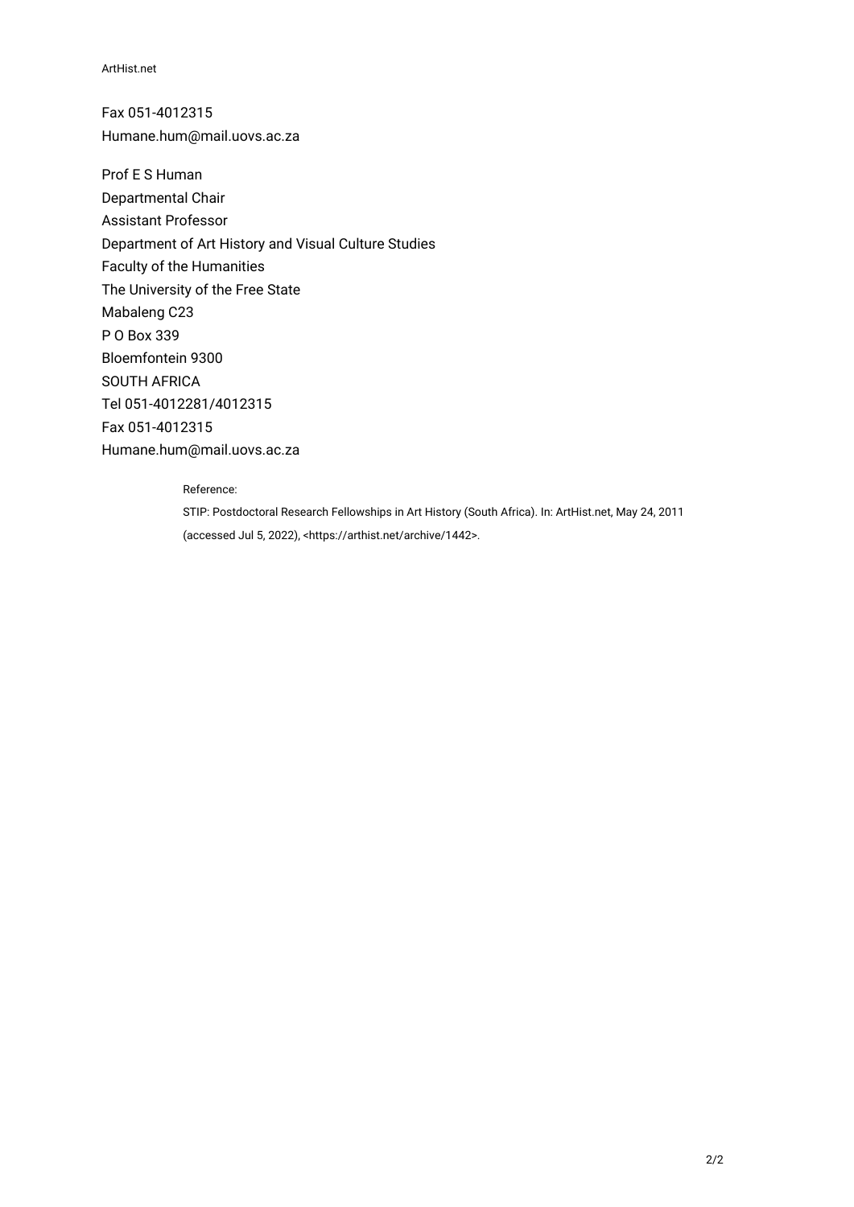Fax 051-4012315
Humane.hum@mail.uovs.ac.za

Prof E S Human
Departmental Chair
Assistant Professor
Department of Art History and Visual Culture Studies
Faculty of the Humanities
The University of the Free State
Mabaleng C23
P O Box 339
Bloemfontein 9300
SOUTH AFRICA
Tel 051-4012281/4012315
Fax 051-4012315
Humane.hum@mail.uovs.ac.za

Reference:

STIP: Postdoctoral Research Fellowships in Art History (South Africa). In: ArtHist.net, May 24, 2011 (accessed Jul 5, 2022), <https://arthist.net/archive/1442>.